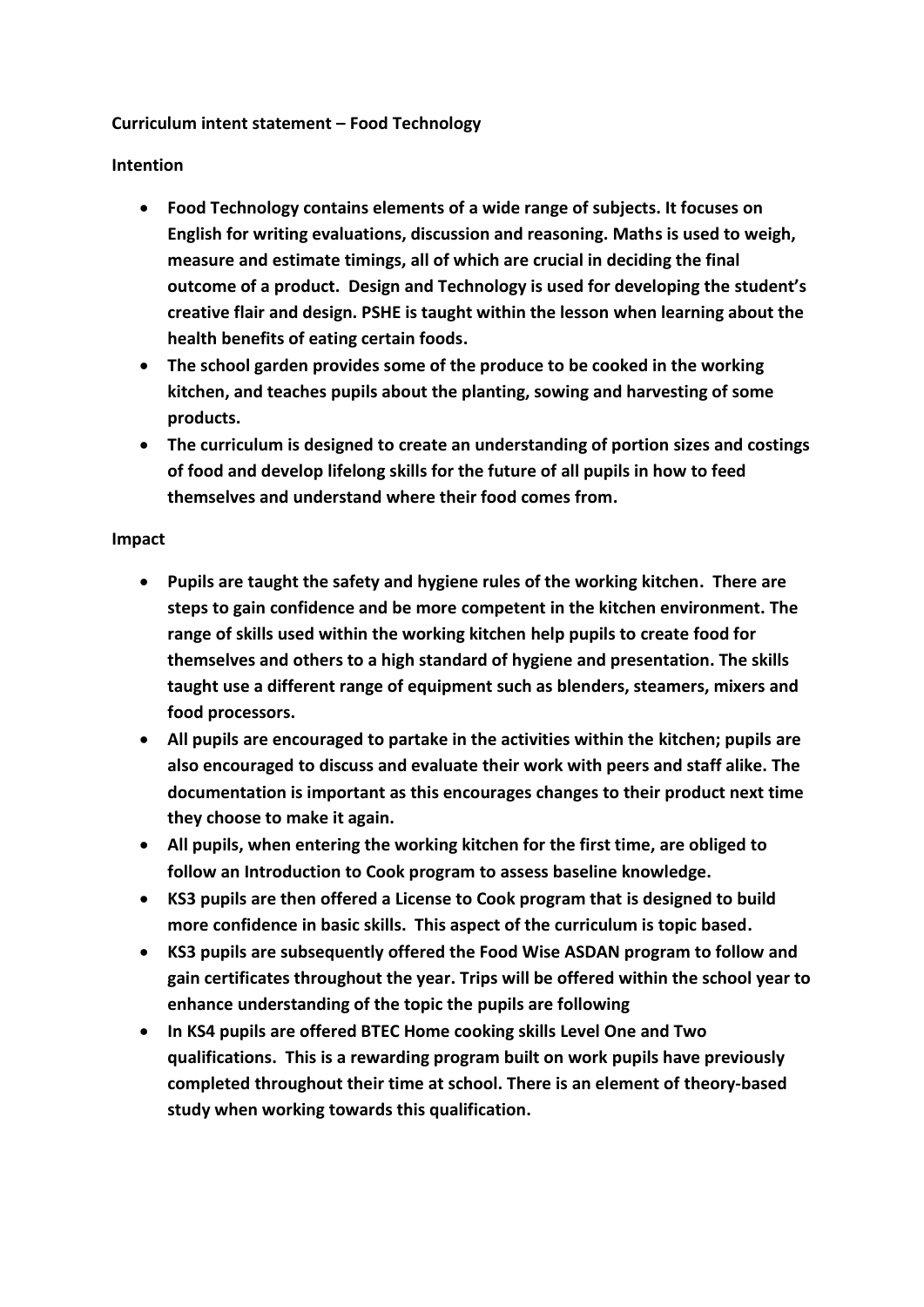# Curriculum intent statement – Food Technology

## Intention

- **Food Technology contains elements of a wide range of subjects. It focuses on English for writing evaluations, discussion and reasoning. Maths is used to weigh, measure and estimate timings, all of which are crucial in deciding the final outcome of a product. Design and Technology is used for developing the student's creative flair and design. PSHE is taught within the lesson when learning about the health benefits of eating certain foods.**
- **The school garden provides some of the produce to be cooked in the working kitchen, and teaches pupils about the planting, sowing and harvesting of some products.**
- **The curriculum is designed to create an understanding of portion sizes and costings of food and develop lifelong skills for the future of all pupils in how to feed themselves and understand where their food comes from.**

## Impact

- **Pupils are taught the safety and hygiene rules of the working kitchen. There are steps to gain confidence and be more competent in the kitchen environment. The range of skills used within the working kitchen help pupils to create food for themselves and others to a high standard of hygiene and presentation. The skills taught use a different range of equipment such as blenders, steamers, mixers and food processors.**
- **All pupils are encouraged to partake in the activities within the kitchen; pupils are also encouraged to discuss and evaluate their work with peers and staff alike. The documentation is important as this encourages changes to their product next time they choose to make it again.**
- **All pupils, when entering the working kitchen for the first time, are obliged to follow an Introduction to Cook program to assess baseline knowledge.**
- **KS3 pupils are then offered a License to Cook program that is designed to build more confidence in basic skills. This aspect of the curriculum is topic based.**
- **KS3 pupils are subsequently offered the Food Wise ASDAN program to follow and gain certificates throughout the year. Trips will be offered within the school year to enhance understanding of the topic the pupils are following**
- **In KS4 pupils are offered BTEC Home cooking skills Level One and Two qualifications. This is a rewarding program built on work pupils have previously completed throughout their time at school. There is an element of theory-based study when working towards this qualification.**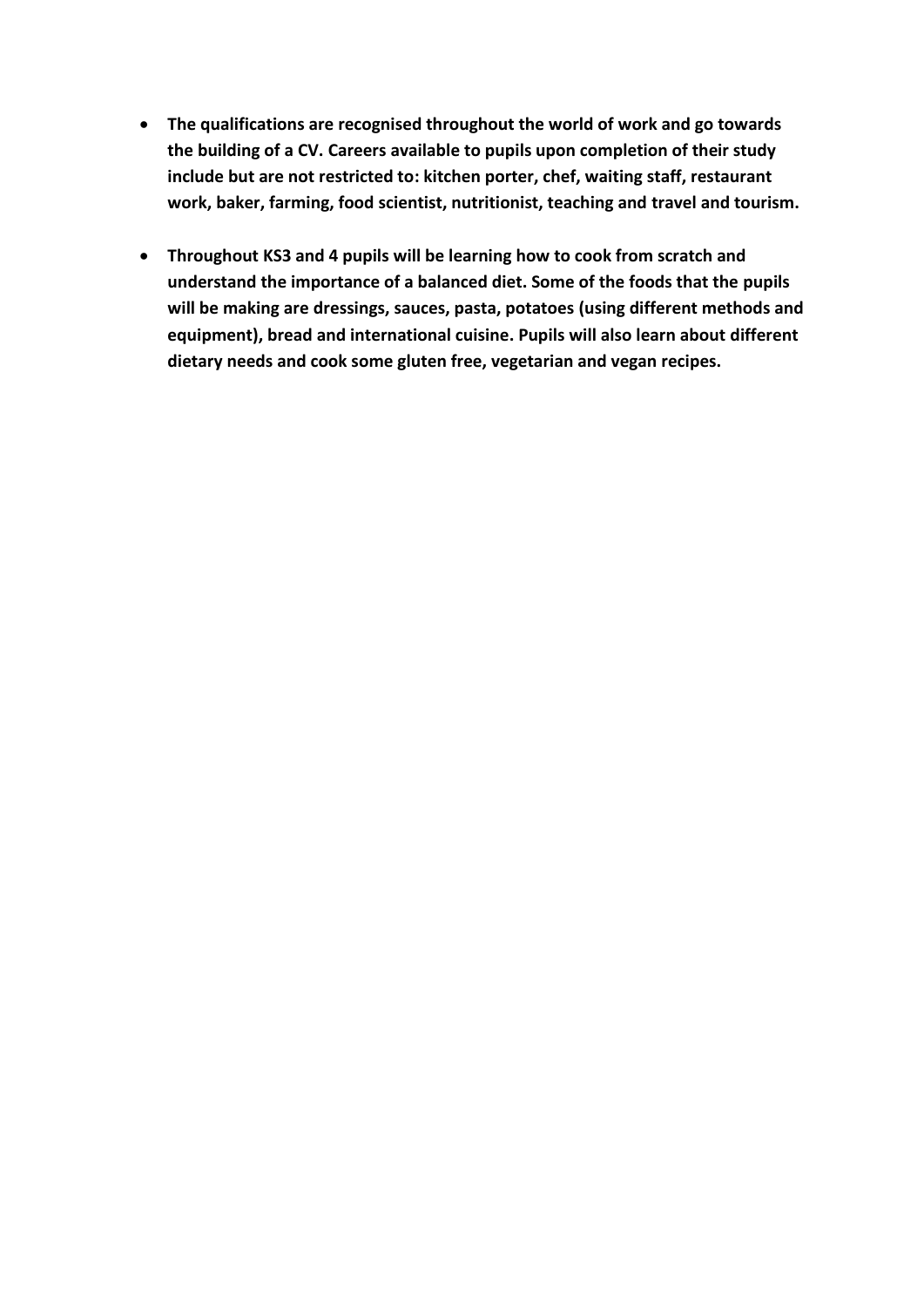- **The qualifications are recognised throughout the world of work and go towards the building of a CV. Careers available to pupils upon completion of their study include but are not restricted to: kitchen porter, chef, waiting staff, restaurant work, baker, farming, food scientist, nutritionist, teaching and travel and tourism.**

- **Throughout KS3 and 4 pupils will be learning how to cook from scratch and understand the importance of a balanced diet. Some of the foods that the pupils will be making are dressings, sauces, pasta, potatoes (using different methods and equipment), bread and international cuisine. Pupils will also learn about different dietary needs and cook some gluten free, vegetarian and vegan recipes.**